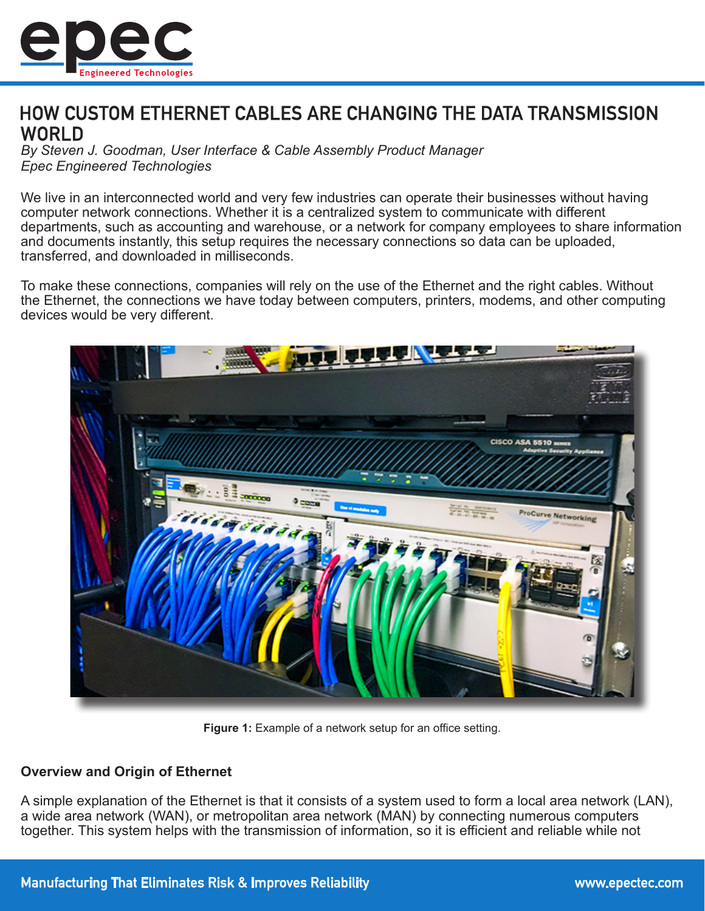# HOW CUSTOM ETHERNET CABLES ARE CHANGING THE DATA TRANSMISSION WORLD

*By Steven J. Goodman, User Interface & Cable Assembly Product Manager*
*Epec Engineered Technologies*

We live in an interconnected world and very few industries can operate their businesses without having computer network connections. Whether it is a centralized system to communicate with different departments, such as accounting and warehouse, or a network for company employees to share information and documents instantly, this setup requires the necessary connections so data can be uploaded, transferred, and downloaded in milliseconds.

To make these connections, companies will rely on the use of the Ethernet and the right cables. Without the Ethernet, the connections we have today between computers, printers, modems, and other computing devices would be very different.

**Figure 1:** Example of a network setup for an office setting.

### Overview and Origin of Ethernet

A simple explanation of the Ethernet is that it consists of a system used to form a local area network (LAN), a wide area network (WAN), or metropolitan area network (MAN) by connecting numerous computers together. This system helps with the transmission of information, so it is efficient and reliable while not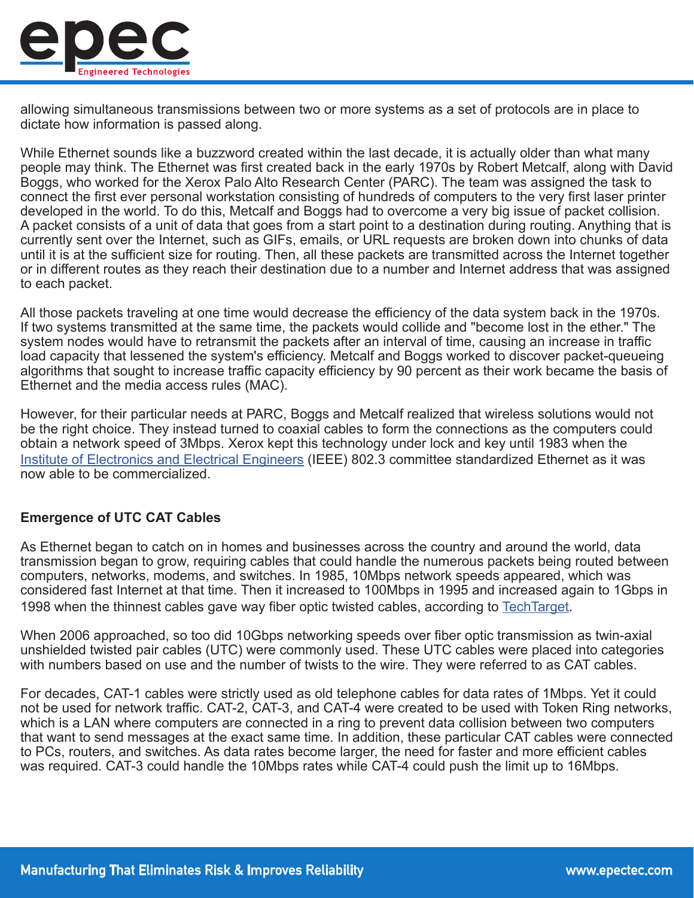allowing simultaneous transmissions between two or more systems as a set of protocols are in place to dictate how information is passed along.

While Ethernet sounds like a buzzword created within the last decade, it is actually older than what many people may think. The Ethernet was first created back in the early 1970s by Robert Metcalf, along with David Boggs, who worked for the Xerox Palo Alto Research Center (PARC). The team was assigned the task to connect the first ever personal workstation consisting of hundreds of computers to the very first laser printer developed in the world. To do this, Metcalf and Boggs had to overcome a very big issue of packet collision. A packet consists of a unit of data that goes from a start point to a destination during routing. Anything that is currently sent over the Internet, such as GIFs, emails, or URL requests are broken down into chunks of data until it is at the sufficient size for routing. Then, all these packets are transmitted across the Internet together or in different routes as they reach their destination due to a number and Internet address that was assigned to each packet.

All those packets traveling at one time would decrease the efficiency of the data system back in the 1970s. If two systems transmitted at the same time, the packets would collide and "become lost in the ether." The system nodes would have to retransmit the packets after an interval of time, causing an increase in traffic load capacity that lessened the system's efficiency. Metcalf and Boggs worked to discover packet-queueing algorithms that sought to increase traffic capacity efficiency by 90 percent as their work became the basis of Ethernet and the media access rules (MAC).

However, for their particular needs at PARC, Boggs and Metcalf realized that wireless solutions would not be the right choice. They instead turned to coaxial cables to form the connections as the computers could obtain a network speed of 3Mbps. Xerox kept this technology under lock and key until 1983 when the Institute of Electronics and Electrical Engineers (IEEE) 802.3 committee standardized Ethernet as it was now able to be commercialized.

### Emergence of UTC CAT Cables

As Ethernet began to catch on in homes and businesses across the country and around the world, data transmission began to grow, requiring cables that could handle the numerous packets being routed between computers, networks, modems, and switches. In 1985, 10Mbps network speeds appeared, which was considered fast Internet at that time. Then it increased to 100Mbps in 1995 and increased again to 1Gbps in 1998 when the thinnest cables gave way fiber optic twisted cables, according to TechTarget.

When 2006 approached, so too did 10Gbps networking speeds over fiber optic transmission as twin-axial unshielded twisted pair cables (UTC) were commonly used. These UTC cables were placed into categories with numbers based on use and the number of twists to the wire. They were referred to as CAT cables.

For decades, CAT-1 cables were strictly used as old telephone cables for data rates of 1Mbps. Yet it could not be used for network traffic. CAT-2, CAT-3, and CAT-4 were created to be used with Token Ring networks, which is a LAN where computers are connected in a ring to prevent data collision between two computers that want to send messages at the exact same time. In addition, these particular CAT cables were connected to PCs, routers, and switches. As data rates become larger, the need for faster and more efficient cables was required. CAT-3 could handle the 10Mbps rates while CAT-4 could push the limit up to 16Mbps.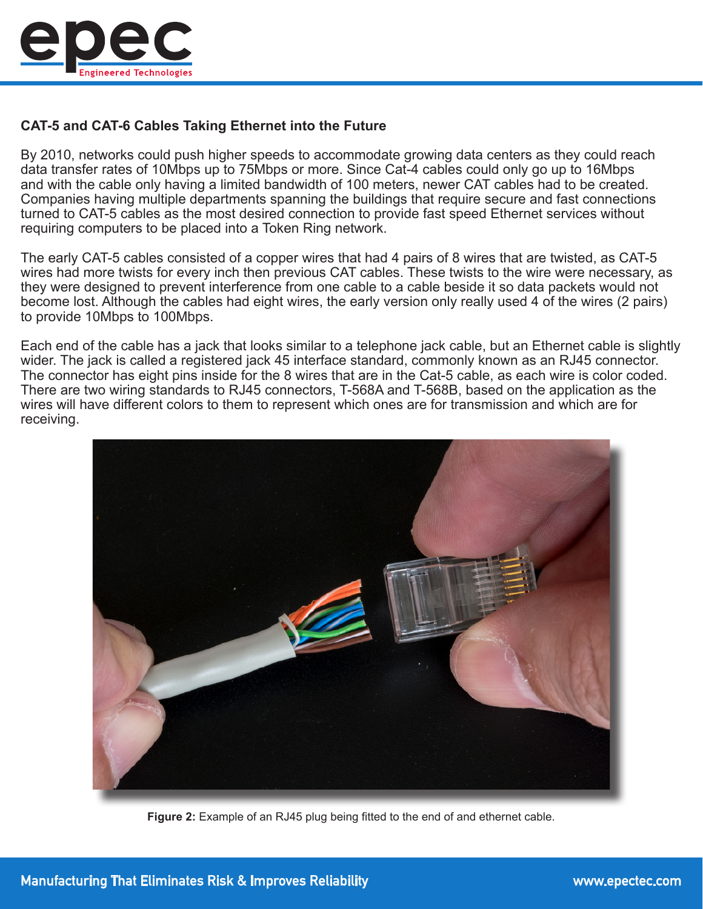## CAT-5 and CAT-6 Cables Taking Ethernet into the Future

By 2010, networks could push higher speeds to accommodate growing data centers as they could reach data transfer rates of 10Mbps up to 75Mbps or more. Since Cat-4 cables could only go up to 16Mbps and with the cable only having a limited bandwidth of 100 meters, newer CAT cables had to be created. Companies having multiple departments spanning the buildings that require secure and fast connections turned to CAT-5 cables as the most desired connection to provide fast speed Ethernet services without requiring computers to be placed into a Token Ring network.

The early CAT-5 cables consisted of a copper wires that had 4 pairs of 8 wires that are twisted, as CAT-5 wires had more twists for every inch then previous CAT cables. These twists to the wire were necessary, as they were designed to prevent interference from one cable to a cable beside it so data packets would not become lost. Although the cables had eight wires, the early version only really used 4 of the wires (2 pairs) to provide 10Mbps to 100Mbps.

Each end of the cable has a jack that looks similar to a telephone jack cable, but an Ethernet cable is slightly wider. The jack is called a registered jack 45 interface standard, commonly known as an RJ45 connector. The connector has eight pins inside for the 8 wires that are in the Cat-5 cable, as each wire is color coded. There are two wiring standards to RJ45 connectors, T-568A and T-568B, based on the application as the wires will have different colors to them to represent which ones are for transmission and which are for receiving.

**Figure 2:** Example of an RJ45 plug being fitted to the end of and ethernet cable.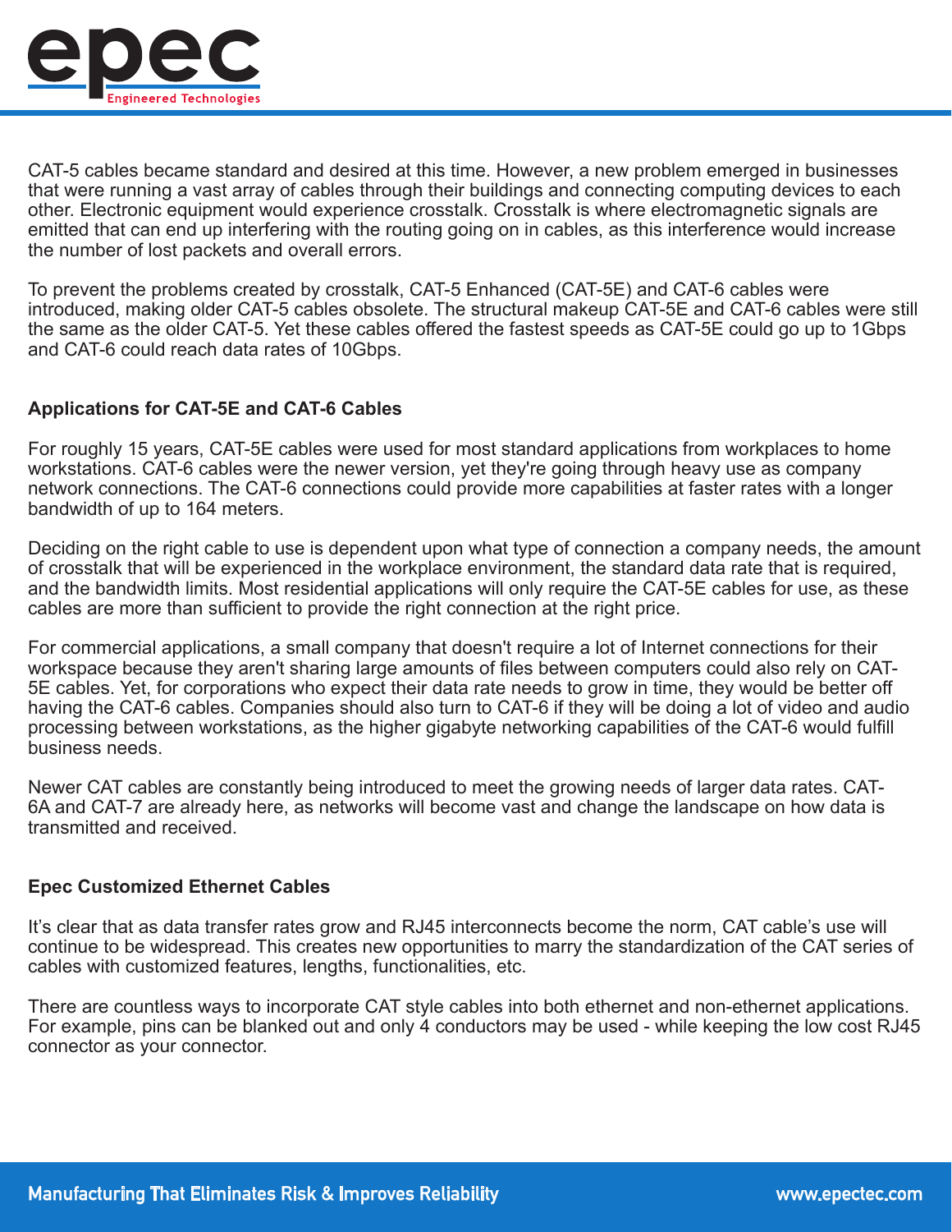CAT-5 cables became standard and desired at this time. However, a new problem emerged in businesses that were running a vast array of cables through their buildings and connecting computing devices to each other. Electronic equipment would experience crosstalk. Crosstalk is where electromagnetic signals are emitted that can end up interfering with the routing going on in cables, as this interference would increase the number of lost packets and overall errors.

To prevent the problems created by crosstalk, CAT-5 Enhanced (CAT-5E) and CAT-6 cables were introduced, making older CAT-5 cables obsolete. The structural makeup CAT-5E and CAT-6 cables were still the same as the older CAT-5. Yet these cables offered the fastest speeds as CAT-5E could go up to 1Gbps and CAT-6 could reach data rates of 10Gbps.

### Applications for CAT-5E and CAT-6 Cables

For roughly 15 years, CAT-5E cables were used for most standard applications from workplaces to home workstations. CAT-6 cables were the newer version, yet they're going through heavy use as company network connections. The CAT-6 connections could provide more capabilities at faster rates with a longer bandwidth of up to 164 meters.

Deciding on the right cable to use is dependent upon what type of connection a company needs, the amount of crosstalk that will be experienced in the workplace environment, the standard data rate that is required, and the bandwidth limits. Most residential applications will only require the CAT-5E cables for use, as these cables are more than sufficient to provide the right connection at the right price.

For commercial applications, a small company that doesn't require a lot of Internet connections for their workspace because they aren't sharing large amounts of files between computers could also rely on CAT-5E cables. Yet, for corporations who expect their data rate needs to grow in time, they would be better off having the CAT-6 cables. Companies should also turn to CAT-6 if they will be doing a lot of video and audio processing between workstations, as the higher gigabyte networking capabilities of the CAT-6 would fulfill business needs.

Newer CAT cables are constantly being introduced to meet the growing needs of larger data rates. CAT-6A and CAT-7 are already here, as networks will become vast and change the landscape on how data is transmitted and received.

### Epec Customized Ethernet Cables

It's clear that as data transfer rates grow and RJ45 interconnects become the norm, CAT cable's use will continue to be widespread. This creates new opportunities to marry the standardization of the CAT series of cables with customized features, lengths, functionalities, etc.

There are countless ways to incorporate CAT style cables into both ethernet and non-ethernet applications. For example, pins can be blanked out and only 4 conductors may be used - while keeping the low cost RJ45 connector as your connector.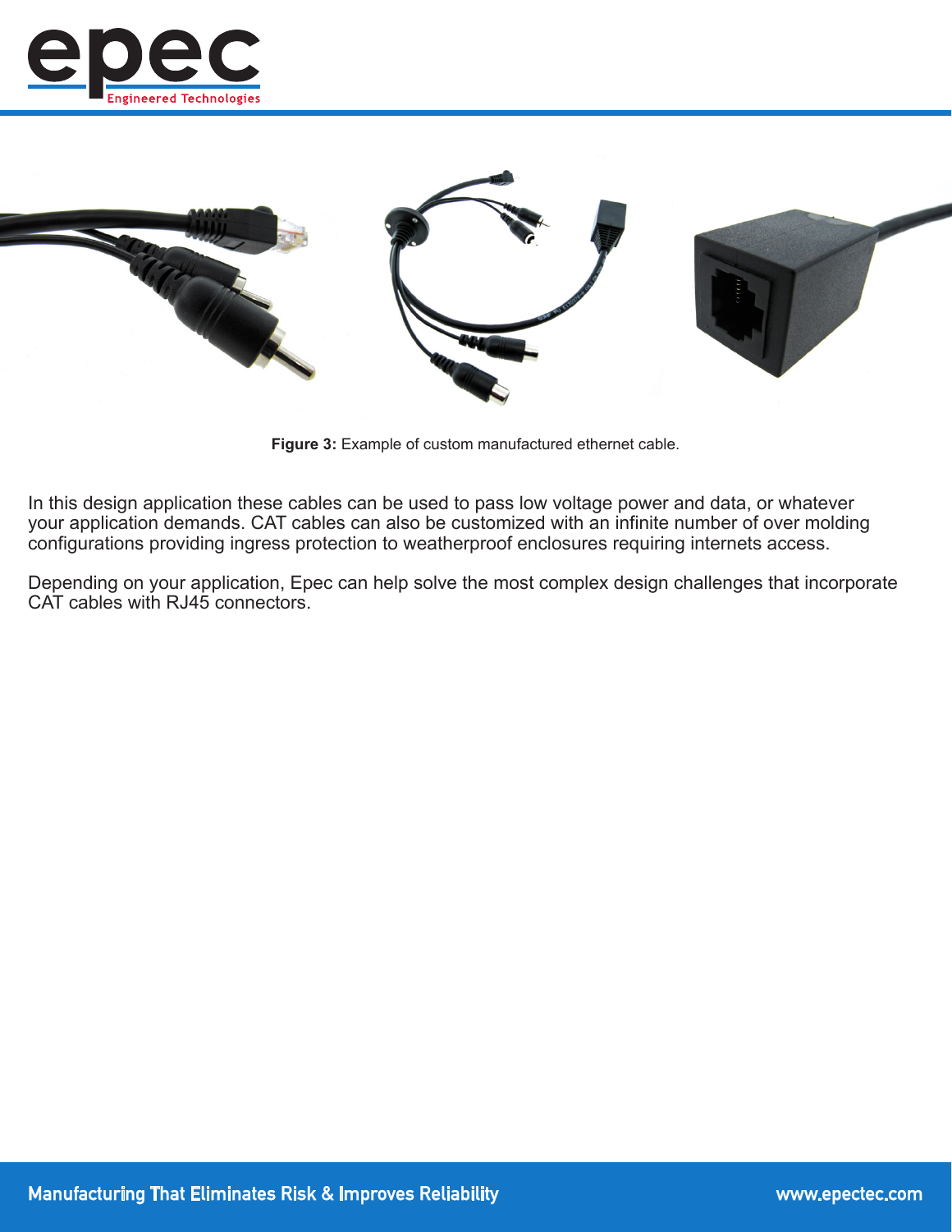**Figure 3:** Example of custom manufactured ethernet cable.

In this design application these cables can be used to pass low voltage power and data, or whatever your application demands. CAT cables can also be customized with an infinite number of over molding configurations providing ingress protection to weatherproof enclosures requiring internets access.

Depending on your application, Epec can help solve the most complex design challenges that incorporate CAT cables with RJ45 connectors.